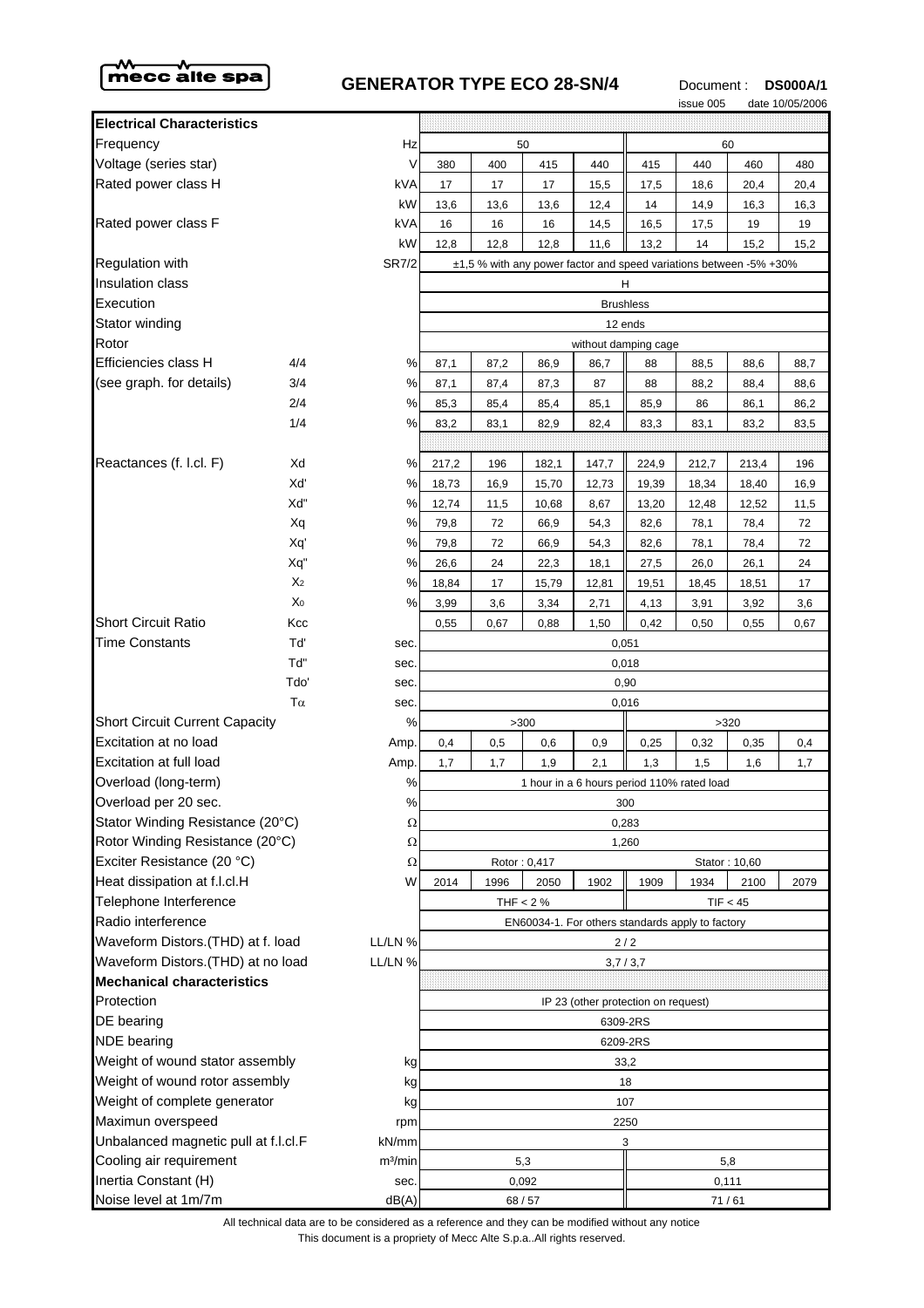mecc alte spa

# GENERATOR TYPE ECO 28-SN/4

Document : **DS000A/1**
issue 005 date 10/05/2006

| **Electrical Characteristics** | | | | | | | | | | |
|---|---|---|---|---|---|---|---|---|---|---|
| Frequency | | Hz | 50 | | | | 60 | | | |
| Voltage (series star) | | V | 380 | 400 | 415 | 440 | 415 | 440 | 460 | 480 |
| Rated power class H | | kVA | 17 | 17 | 17 | 15,5 | 17,5 | 18,6 | 20,4 | 20,4 |
| | | kW | 13,6 | 13,6 | 13,6 | 12,4 | 14 | 14,9 | 16,3 | 16,3 |
| Rated power class F | | kVA | 16 | 16 | 16 | 14,5 | 16,5 | 17,5 | 19 | 19 |
| | | kW | 12,8 | 12,8 | 12,8 | 11,6 | 13,2 | 14 | 15,2 | 15,2 |
| Regulation with | | SR7/2 | ±1,5 % with any power factor and speed variations between -5% +30% | | | | | | | |
| Insulation class | | | H | | | | | | | |
| Execution | | | Brushless | | | | | | | |
| Stator winding | | | 12 ends | | | | | | | |
| Rotor | | | without damping cage | | | | | | | |
| Efficiencies class H | 4/4 | % | 87,1 | 87,2 | 86,9 | 86,7 | 88 | 88,5 | 88,6 | 88,7 |
| (see graph. for details) | 3/4 | % | 87,1 | 87,4 | 87,3 | 87 | 88 | 88,2 | 88,4 | 88,6 |
| | 2/4 | % | 85,3 | 85,4 | 85,4 | 85,1 | 85,9 | 86 | 86,1 | 86,2 |
| | 1/4 | % | 83,2 | 83,1 | 82,9 | 82,4 | 83,3 | 83,1 | 83,2 | 83,5 |
| Reactances (f. l.cl. F) | Xd | % | 217,2 | 196 | 182,1 | 147,7 | 224,9 | 212,7 | 213,4 | 196 |
| | Xd' | % | 18,73 | 16,9 | 15,70 | 12,73 | 19,39 | 18,34 | 18,40 | 16,9 |
| | Xd'' | % | 12,74 | 11,5 | 10,68 | 8,67 | 13,20 | 12,48 | 12,52 | 11,5 |
| | Xq | % | 79,8 | 72 | 66,9 | 54,3 | 82,6 | 78,1 | 78,4 | 72 |
| | Xq' | % | 79,8 | 72 | 66,9 | 54,3 | 82,6 | 78,1 | 78,4 | 72 |
| | Xq'' | % | 26,6 | 24 | 22,3 | 18,1 | 27,5 | 26,0 | 26,1 | 24 |
| | $X_2$ | % | 18,84 | 17 | 15,79 | 12,81 | 19,51 | 18,45 | 18,51 | 17 |
| | $X_0$ | % | 3,99 | 3,6 | 3,34 | 2,71 | 4,13 | 3,91 | 3,92 | 3,6 |
| Short Circuit Ratio | Kcc | | 0,55 | 0,67 | 0,88 | 1,50 | 0,42 | 0,50 | 0,55 | 0,67 |
| Time Constants | Td' | sec. | 0,051 | | | | | | | |
| | Td'' | sec. | 0,018 | | | | | | | |
| | Tdo' | sec. | 0,90 | | | | | | | |
| | Tα | sec. | 0,016 | | | | | | | |
| Short Circuit Current Capacity | | % | >300 | | | | >320 | | | |
| Excitation at no load | | Amp. | 0,4 | 0,5 | 0,6 | 0,9 | 0,25 | 0,32 | 0,35 | 0,4 |
| Excitation at full load | | Amp. | 1,7 | 1,7 | 1,9 | 2,1 | 1,3 | 1,5 | 1,6 | 1,7 |
| Overload (long-term) | | % | 1 hour in a 6 hours period 110% rated load | | | | | | | |
| Overload per 20 sec. | | % | 300 | | | | | | | |
| Stator Winding Resistance (20°C) | | Ω | 0,283 | | | | | | | |
| Rotor Winding Resistance (20°C) | | Ω | 1,260 | | | | | | | |
| Exciter Resistance (20 °C) | | Ω | Rotor : 0,417 | | | | Stator : 10,60 | | | |
| Heat dissipation at f.l.cl.H | | W | 2014 | 1996 | 2050 | 1902 | 1909 | 1934 | 2100 | 2079 |
| Telephone Interference | | | THF < 2 % | | | | TIF < 45 | | | |
| Radio interference | | | EN60034-1. For others standards apply to factory | | | | | | | |
| Waveform Distors.(THD) at f. load | | LL/LN % | 2 / 2 | | | | | | | |
| Waveform Distors.(THD) at no load | | LL/LN % | 3,7 / 3,7 | | | | | | | |
| **Mechanical characteristics** | | | | | | | | | | |
| Protection | | | IP 23 (other protection on request) | | | | | | | |
| DE bearing | | | 6309-2RS | | | | | | | |
| NDE bearing | | | 6209-2RS | | | | | | | |
| Weight of wound stator assembly | | kg | 33,2 | | | | | | | |
| Weight of wound rotor assembly | | kg | 18 | | | | | | | |
| Weight of complete generator | | kg | 107 | | | | | | | |
| Maximun overspeed | | rpm | 2250 | | | | | | | |
| Unbalanced magnetic pull at f.l.cl.F | | kN/mm | 3 | | | | | | | |
| Cooling air requirement | | m³/min | 5,3 | | | | 5,8 | | | |
| Inertia Constant (H) | | sec. | 0,092 | | | | 0,111 | | | |
| Noise level at 1m/7m | | dB(A) | 68 / 57 | | | | 71 / 61 | | | |

All technical data are to be considered as a reference and they can be modified without any notice
This document is a propriety of Mecc Alte S.p.a..All rights reserved.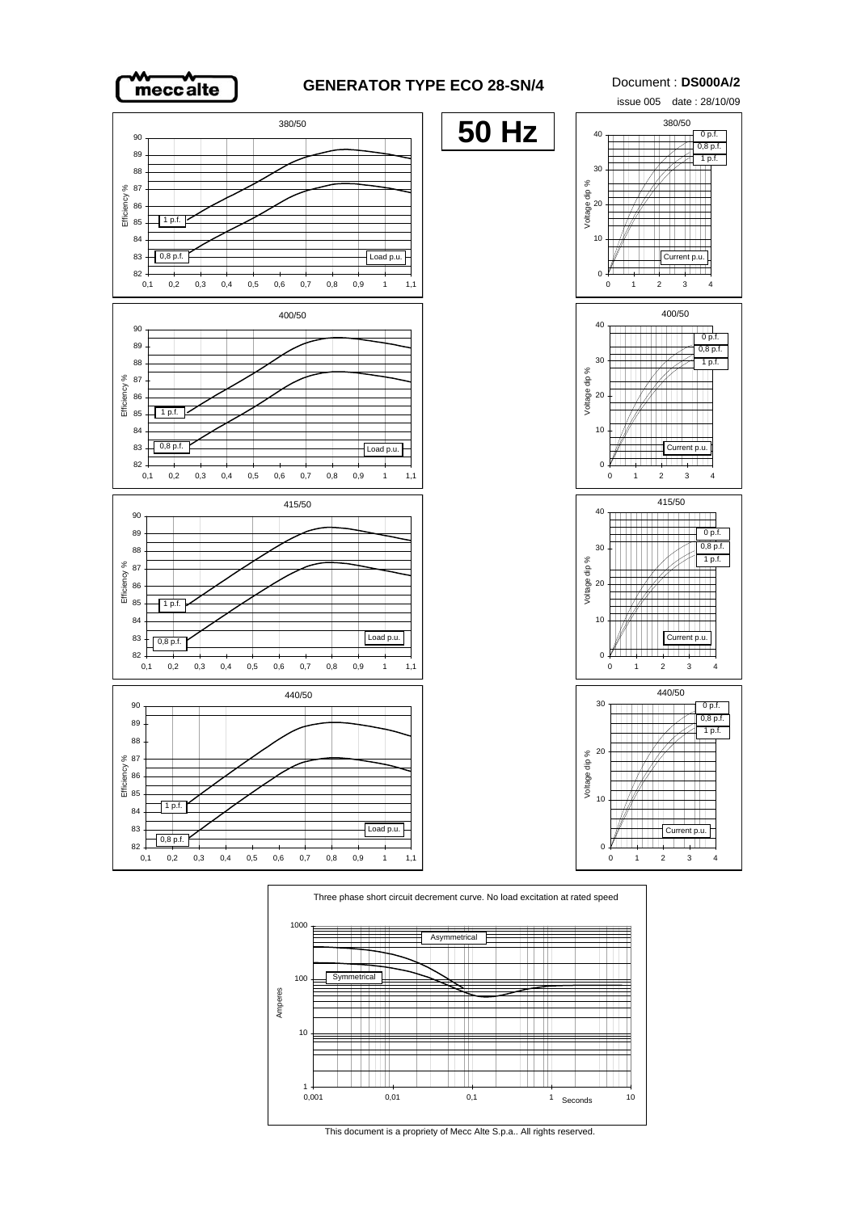# GENERATOR TYPE ECO 28-SN/4

Document : **DS000A/2**

issue 005 date : 28/10/09

**50 Hz**

380/50

Efficiency %

1 p.f.

0,8 p.f.

Load p.u.

380/50

Voltage dip %

0 p.f.

0,8 p.f.

1 p.f.

Current p.u.

400/50

Efficiency %

1 p.f.

0,8 p.f.

Load p.u.

400/50

Voltage dip %

0 p.f.

0,8 p.f.

1 p.f.

Current p.u.

415/50

Efficiency %

1 p.f.

0,8 p.f.

Load p.u.

415/50

Voltage dip %

0 p.f.

0,8 p.f.

1 p.f.

Current p.u.

440/50

Efficiency %

1 p.f.

0,8 p.f.

Load p.u.

440/50

Voltage dip %

0 p.f.

0,8 p.f.

1 p.f.

Current p.u.

Three phase short circuit decrement curve. No load excitation at rated speed

Asymmetrical

Symmetrical

Amperes

Seconds

This document is a propriety of Mecc Alte S.p.a.. All rights reserved.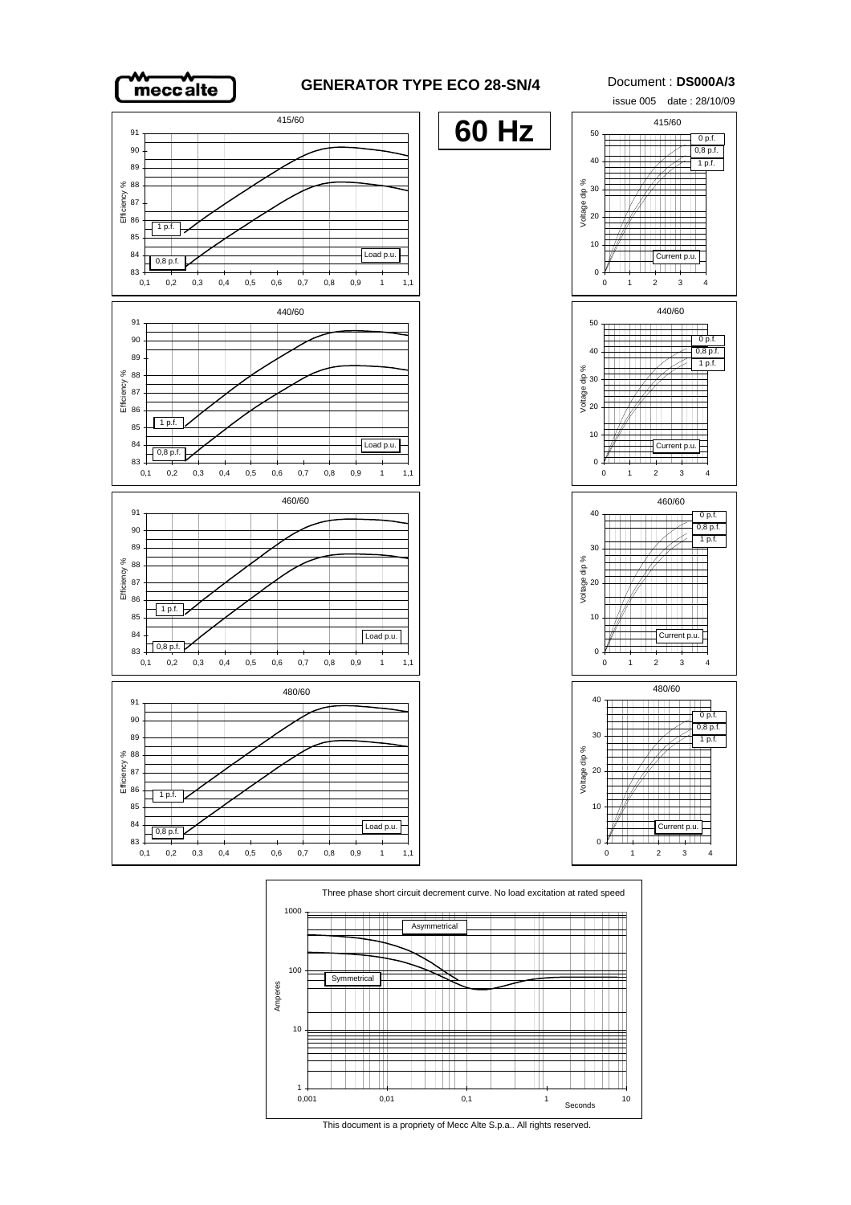# GENERATOR TYPE ECO 28-SN/4

Document : **DS000A/3**

issue 005 date : 28/10/09

**60 Hz**

415/60

Efficiency %

1 p.f.

0,8 p.f.

Load p.u.

415/60

Voltage dip %

0 p.f.

0,8 p.f.

1 p.f.

Current p.u.

440/60

Efficiency %

1 p.f.

0,8 p.f.

Load p.u.

440/60

Voltage dip %

0 p.f.

0,8 p.f.

1 p.f.

Current p.u.

460/60

Efficiency %

1 p.f.

0,8 p.f.

Load p.u.

460/60

Voltage dip %

0 p.f.

0,8 p.f.

1 p.f.

Current p.u.

480/60

Efficiency %

1 p.f.

0,8 p.f.

Load p.u.

480/60

Voltage dip %

0 p.f.

0,8 p.f.

1 p.f.

Current p.u.

Three phase short circuit decrement curve. No load excitation at rated speed

Asymmetrical

Symmetrical

Amperes

Seconds

This document is a propriety of Mecc Alte S.p.a.. All rights reserved.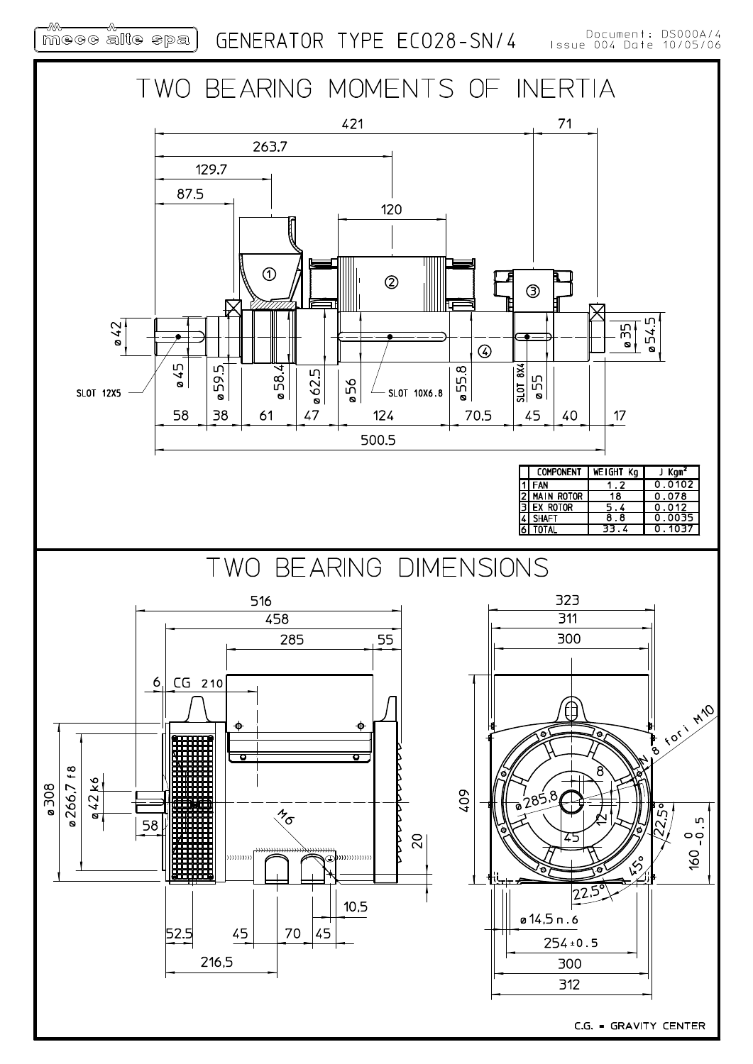mecc alte spa — GENERATOR TYPE ECO28-SN/4

Document: DS000A/4
Issue 004 Date 10/05/06

# TWO BEARING MOMENTS OF INERTIA

421 · 71 · 263.7 · 129.7 · 87.5 · 120

ø42 · ø45 · ø59.5 · ø58.4 · ø62.5 · ø56 · ø55.8 · ø55 · ø35 · ø54.5

SLOT 12X5 · SLOT 10X6.8 · SLOT 8X4

58 · 38 · 61 · 47 · 124 · 70.5 · 45 · 40 · 17

500.5

| | COMPONENT | WEIGHT Kg | J Kgm² |
|---|---|---|---|
| 1 | FAN | 1.2 | 0.0102 |
| 2 | MAIN ROTOR | 18 | 0.078 |
| 3 | EX ROTOR | 5.4 | 0.012 |
| 4 | SHAFT | 8.8 | 0.0035 |
| 6 | TOTAL | 33.4 | 0.1037 |

# TWO BEARING DIMENSIONS

516 · 458 · 285 · 55 · 6 · CG 210

ø308 · ø266,7 f8 · ø42 k6 · 58 · M6 · 20 · 10,5

52,5 · 45 · 70 · 45 · 216,5

323 · 311 · 300 · 409

N 8 fori M10 · ø285,8 · 8 · 12 · 45 · 22,5° · 45° · 22,5° · 160 0/-0,5

ø14,5 n.6 · 254±0.5 · 300 · 312

C.G. = GRAVITY CENTER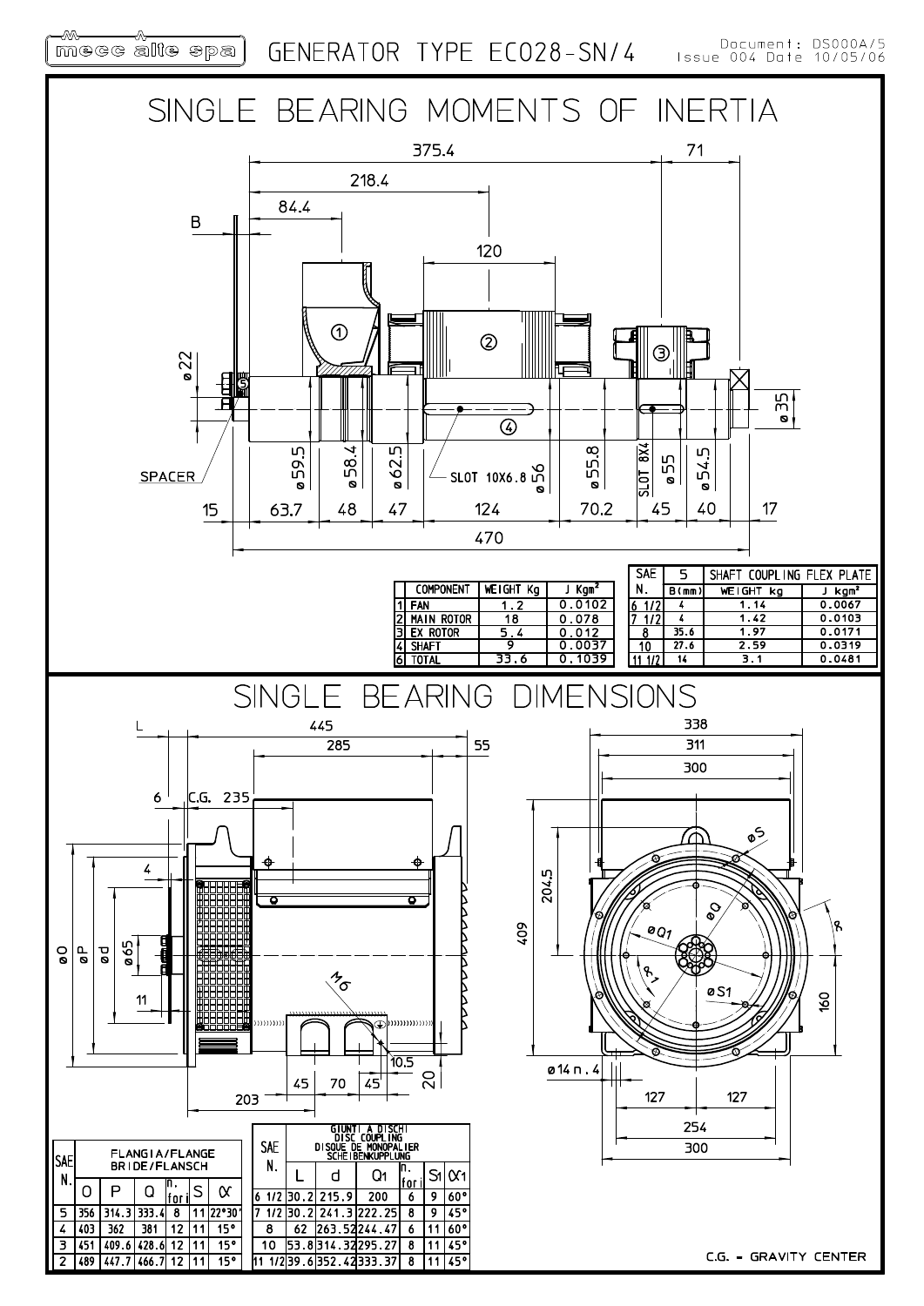# GENERATOR TYPE ECO28-SN/4

Document: DS000A/5
Issue 004 Date 10/05/06

## SINGLE BEARING MOMENTS OF INERTIA

375.4
71
218.4
84.4
B
120
ø22
ø35
SPACER
ø59.5
ø58.4
ø62.5
SLOT 10X6.8
ø56
ø55.8
SLOT 8X4
ø55
ø54.5
15
63.7
48
47
124
70.2
45
40
17
470

| | COMPONENT | WEIGHT Kg | J Kgm² |
|---|---|---|---|
| 1 | FAN | 1.2 | 0.0102 |
| 2 | MAIN ROTOR | 18 | 0.078 |
| 3 | EX ROTOR | 5.4 | 0.012 |
| 4 | SHAFT | 9 | 0.0037 |
| 6 | TOTAL | 33.6 | 0.1039 |

| SAE N. | 5 B(mm) | SHAFT COUPLING FLEX PLATE WEIGHT kg | J kgm² |
|---|---|---|---|
| 6 1/2 | 4 | 1.14 | 0.0067 |
| 7 1/2 | 4 | 1.42 | 0.0103 |
| 8 | 35.6 | 1.97 | 0.0171 |
| 10 | 27.6 | 2.59 | 0.0319 |
| 11 1/2 | 14 | 3.1 | 0.0481 |

## SINGLE BEARING DIMENSIONS

L
445
285
55
6
C.G. 235
4
øO
øP
ød
ø65
11
M6
10.5
20
45
70
45
203
338
311
300
204.5
409
øS
øQ
øQ1
α
α1
øS1
160
ø14 n.4
127
127
254
300

| SAE N. | FLANGIA/FLANGE BRIDE/FLANSCH O | P | Q | n. fori | S | α |
|---|---|---|---|---|---|---|
| 5 | 356 | 314.3 | 333.4 | 8 | 11 | 22°30' |
| 4 | 403 | 362 | 381 | 12 | 11 | 15° |
| 3 | 451 | 409.6 | 428.6 | 12 | 11 | 15° |
| 2 | 489 | 447.7 | 466.7 | 12 | 11 | 15° |

| SAE N. | GIUNTI A DISCHI / DISC COUPLING / DISQUE DE MONOPALIER / SCHEIBENKUPPLUNG L | d | Q1 | n. fori | S1 | α1 |
|---|---|---|---|---|---|---|
| 6 1/2 | 30.2 | 215.9 | 200 | 6 | 9 | 60° |
| 7 1/2 | 30.2 | 241.3 | 222.25 | 8 | 9 | 45° |
| 8 | 62 | 263.52 | 244.47 | 6 | 11 | 60° |
| 10 | 53.8 | 314.32 | 295.27 | 8 | 11 | 45° |
| 11 1/2 | 39.6 | 352.42 | 333.37 | 8 | 11 | 45° |

C.G. = GRAVITY CENTER